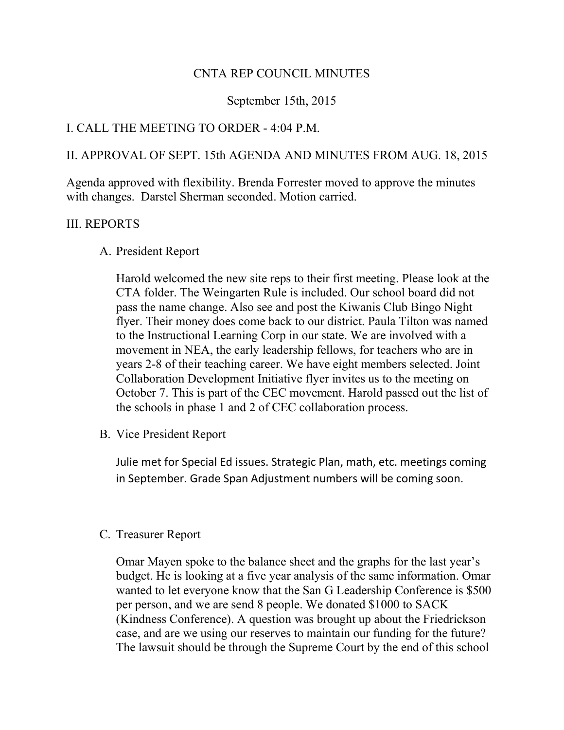# CNTA REP COUNCIL MINUTES

September 15th, 2015

## I. CALL THE MEETING TO ORDER - 4:04 P.M.

## II. APPROVAL OF SEPT. 15th AGENDA AND MINUTES FROM AUG. 18, 2015

Agenda approved with flexibility. Brenda Forrester moved to approve the minutes with changes. Darstel Sherman seconded. Motion carried.

## III. REPORTS

### A. President Report

Harold welcomed the new site reps to their first meeting. Please look at the CTA folder. The Weingarten Rule is included. Our school board did not pass the name change. Also see and post the Kiwanis Club Bingo Night flyer. Their money does come back to our district. Paula Tilton was named to the Instructional Learning Corp in our state. We are involved with a movement in NEA, the early leadership fellows, for teachers who are in years 2-8 of their teaching career. We have eight members selected. Joint Collaboration Development Initiative flyer invites us to the meeting on October 7. This is part of the CEC movement. Harold passed out the list of the schools in phase 1 and 2 of CEC collaboration process.

### B. Vice President Report

Julie met for Special Ed issues. Strategic Plan, math, etc. meetings coming in September. Grade Span Adjustment numbers will be coming soon.

### C. Treasurer Report

Omar Mayen spoke to the balance sheet and the graphs for the last year's budget. He is looking at a five year analysis of the same information. Omar wanted to let everyone know that the San G Leadership Conference is $500 per person, and we are send 8 people. We donated $1000 to SACK (Kindness Conference). A question was brought up about the Friedrickson case, and are we using our reserves to maintain our funding for the future? The lawsuit should be through the Supreme Court by the end of this school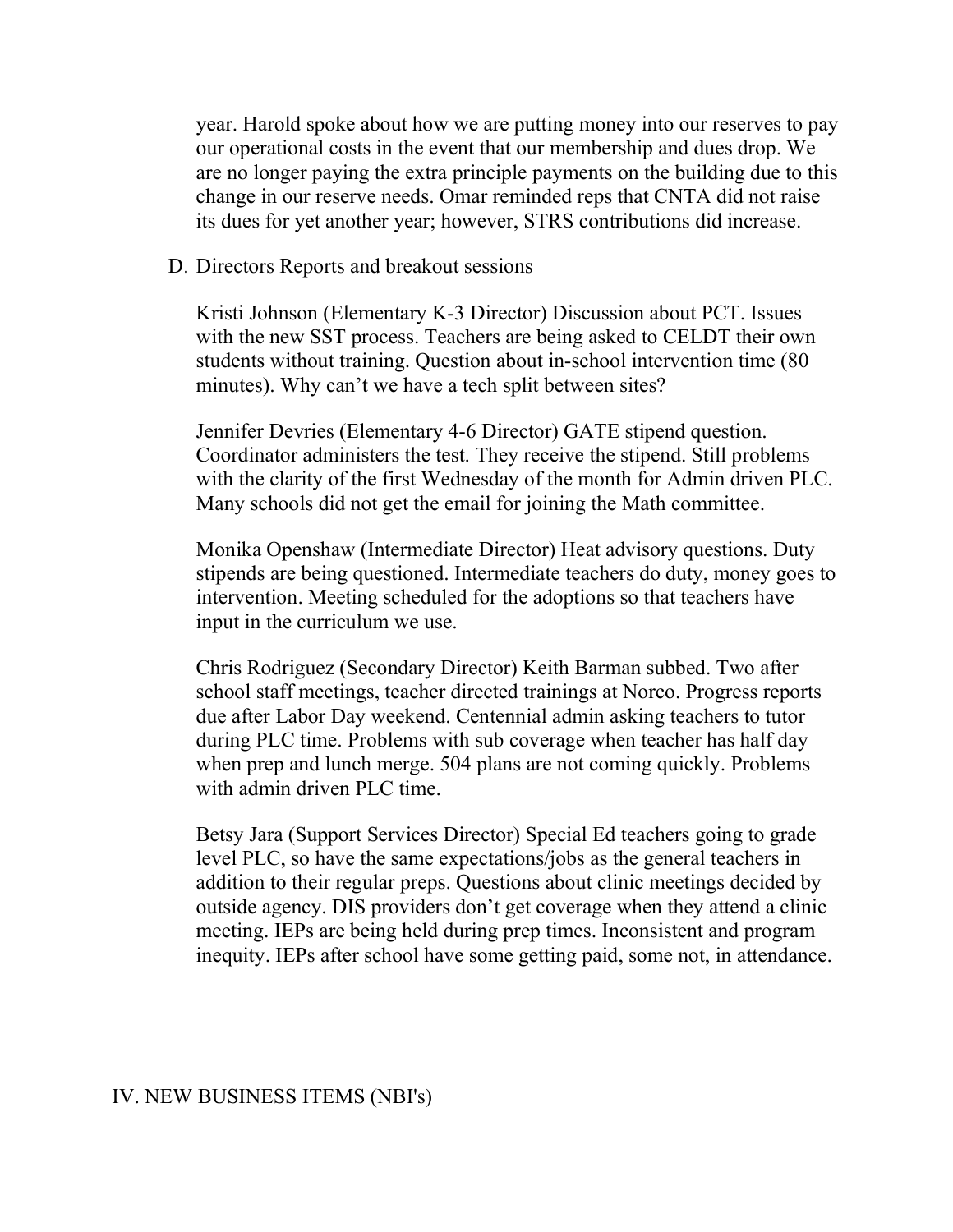year. Harold spoke about how we are putting money into our reserves to pay our operational costs in the event that our membership and dues drop. We are no longer paying the extra principle payments on the building due to this change in our reserve needs. Omar reminded reps that CNTA did not raise its dues for yet another year; however, STRS contributions did increase.

D. Directors Reports and breakout sessions

Kristi Johnson (Elementary K-3 Director) Discussion about PCT. Issues with the new SST process. Teachers are being asked to CELDT their own students without training. Question about in-school intervention time (80 minutes). Why can't we have a tech split between sites?

Jennifer Devries (Elementary 4-6 Director) GATE stipend question. Coordinator administers the test. They receive the stipend. Still problems with the clarity of the first Wednesday of the month for Admin driven PLC. Many schools did not get the email for joining the Math committee.

Monika Openshaw (Intermediate Director) Heat advisory questions. Duty stipends are being questioned. Intermediate teachers do duty, money goes to intervention. Meeting scheduled for the adoptions so that teachers have input in the curriculum we use.

Chris Rodriguez (Secondary Director) Keith Barman subbed. Two after school staff meetings, teacher directed trainings at Norco. Progress reports due after Labor Day weekend. Centennial admin asking teachers to tutor during PLC time. Problems with sub coverage when teacher has half day when prep and lunch merge. 504 plans are not coming quickly. Problems with admin driven PLC time.

Betsy Jara (Support Services Director) Special Ed teachers going to grade level PLC, so have the same expectations/jobs as the general teachers in addition to their regular preps. Questions about clinic meetings decided by outside agency. DIS providers don't get coverage when they attend a clinic meeting. IEPs are being held during prep times. Inconsistent and program inequity. IEPs after school have some getting paid, some not, in attendance.

## IV. NEW BUSINESS ITEMS (NBI's)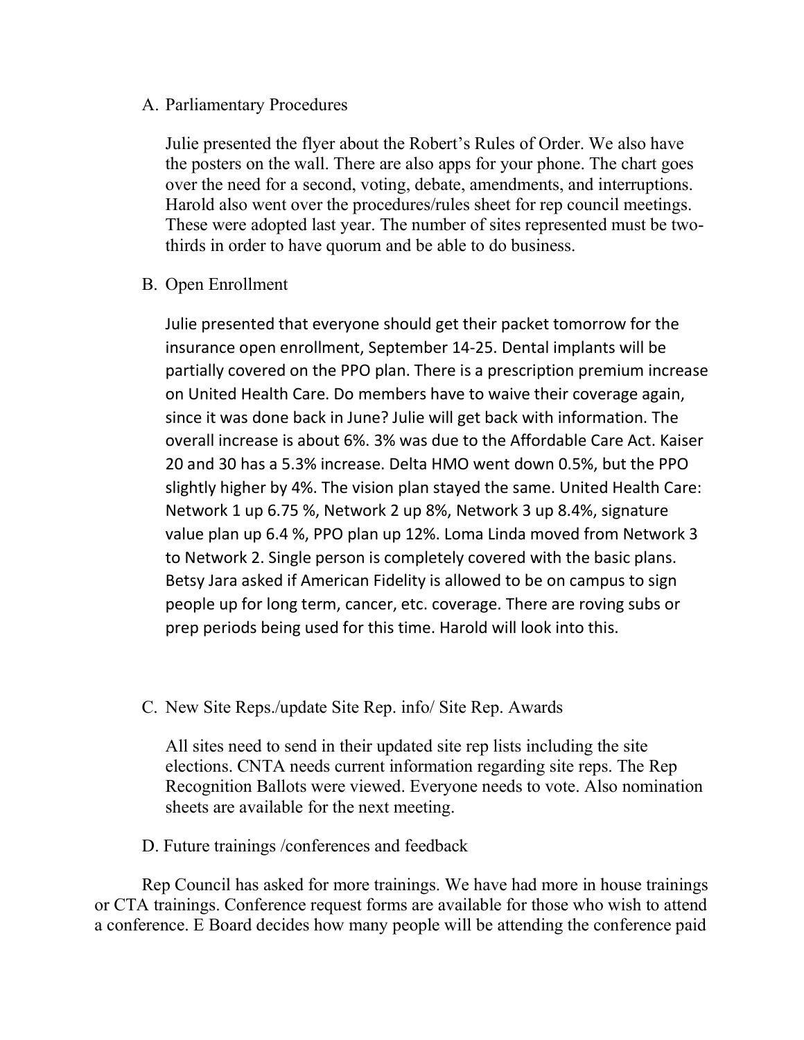A. Parliamentary Procedures

Julie presented the flyer about the Robert's Rules of Order. We also have the posters on the wall. There are also apps for your phone. The chart goes over the need for a second, voting, debate, amendments, and interruptions. Harold also went over the procedures/rules sheet for rep council meetings. These were adopted last year. The number of sites represented must be two-thirds in order to have quorum and be able to do business.

B. Open Enrollment

Julie presented that everyone should get their packet tomorrow for the insurance open enrollment, September 14-25. Dental implants will be partially covered on the PPO plan. There is a prescription premium increase on United Health Care. Do members have to waive their coverage again, since it was done back in June? Julie will get back with information. The overall increase is about 6%. 3% was due to the Affordable Care Act. Kaiser 20 and 30 has a 5.3% increase. Delta HMO went down 0.5%, but the PPO slightly higher by 4%. The vision plan stayed the same. United Health Care: Network 1 up 6.75 %, Network 2 up 8%, Network 3 up 8.4%, signature value plan up 6.4 %, PPO plan up 12%. Loma Linda moved from Network 3 to Network 2. Single person is completely covered with the basic plans. Betsy Jara asked if American Fidelity is allowed to be on campus to sign people up for long term, cancer, etc. coverage. There are roving subs or prep periods being used for this time. Harold will look into this.

C. New Site Reps./update Site Rep. info/ Site Rep. Awards

All sites need to send in their updated site rep lists including the site elections. CNTA needs current information regarding site reps. The Rep Recognition Ballots were viewed. Everyone needs to vote. Also nomination sheets are available for the next meeting.

D. Future trainings /conferences and feedback

Rep Council has asked for more trainings. We have had more in house trainings or CTA trainings. Conference request forms are available for those who wish to attend a conference. E Board decides how many people will be attending the conference paid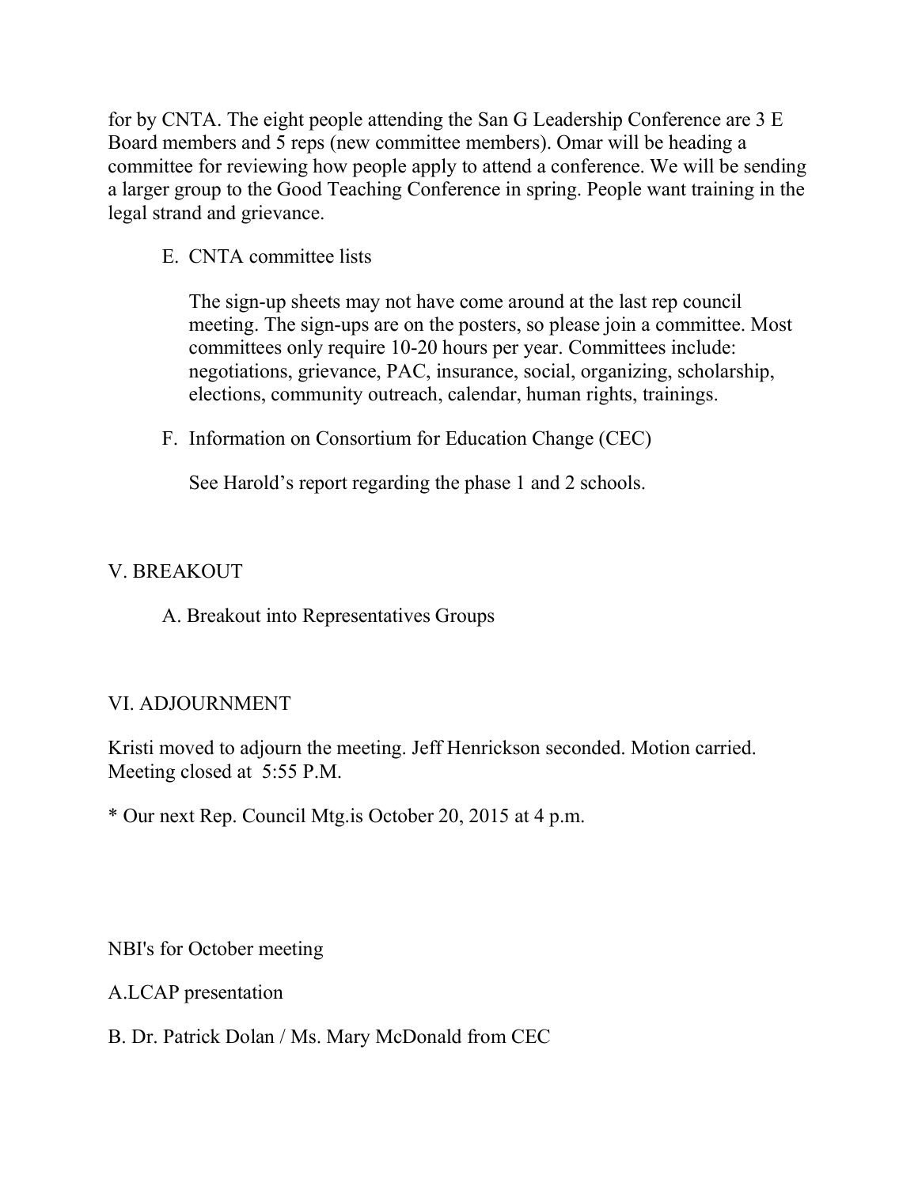for by CNTA. The eight people attending the San G Leadership Conference are 3 E Board members and 5 reps (new committee members). Omar will be heading a committee for reviewing how people apply to attend a conference. We will be sending a larger group to the Good Teaching Conference in spring. People want training in the legal strand and grievance.

E. CNTA committee lists

The sign-up sheets may not have come around at the last rep council meeting. The sign-ups are on the posters, so please join a committee. Most committees only require 10-20 hours per year. Committees include: negotiations, grievance, PAC, insurance, social, organizing, scholarship, elections, community outreach, calendar, human rights, trainings.

F. Information on Consortium for Education Change (CEC)

See Harold's report regarding the phase 1 and 2 schools.

## V. BREAKOUT

A. Breakout into Representatives Groups

## VI. ADJOURNMENT

Kristi moved to adjourn the meeting. Jeff Henrickson seconded. Motion carried. Meeting closed at 5:55 P.M.

* Our next Rep. Council Mtg.is October 20, 2015 at 4 p.m.

NBI's for October meeting

A.LCAP presentation

B. Dr. Patrick Dolan / Ms. Mary McDonald from CEC